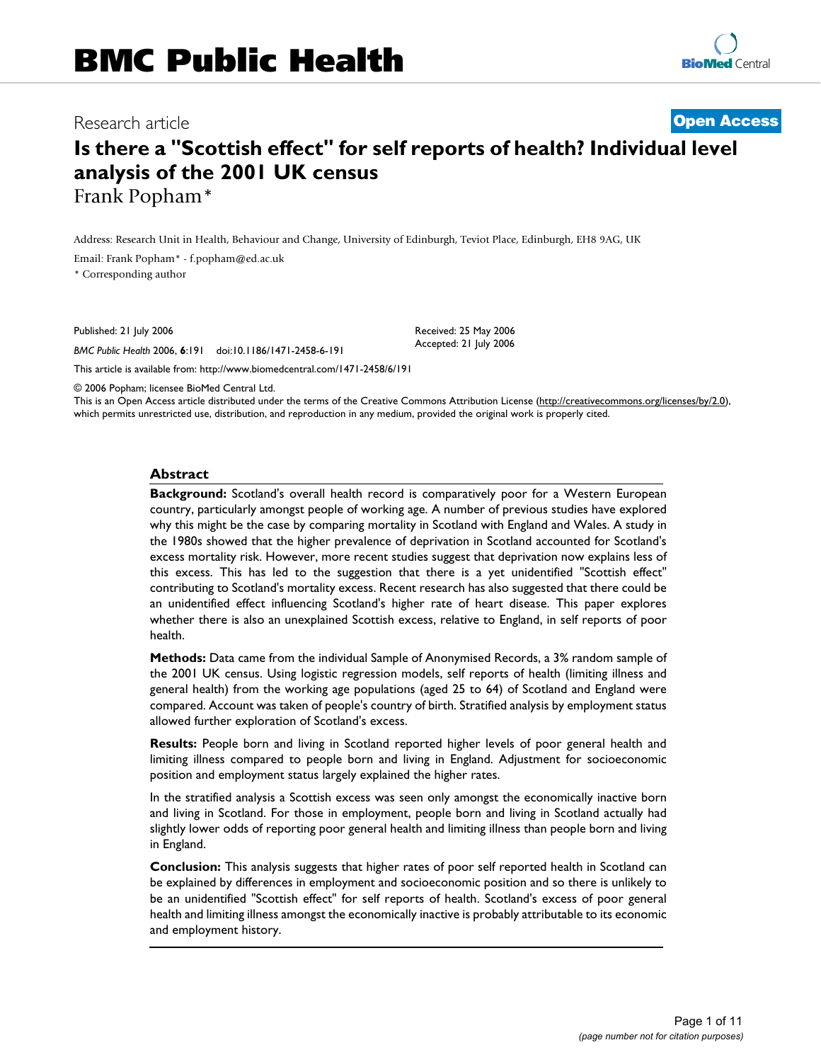# BMC Public Health

Research article

**Open Access**

# Is there a "Scottish effect" for self reports of health? Individual level analysis of the 2001 UK census

Frank Popham*

Address: Research Unit in Health, Behaviour and Change, University of Edinburgh, Teviot Place, Edinburgh, EH8 9AG, UK

Email: Frank Popham* - f.popham@ed.ac.uk

* Corresponding author

Published: 21 July 2006

*BMC Public Health* 2006, **6**:191 doi:10.1186/1471-2458-6-191

Received: 25 May 2006
Accepted: 21 July 2006

This article is available from: http://www.biomedcentral.com/1471-2458/6/191

© 2006 Popham; licensee BioMed Central Ltd.
This is an Open Access article distributed under the terms of the Creative Commons Attribution License (http://creativecommons.org/licenses/by/2.0), which permits unrestricted use, distribution, and reproduction in any medium, provided the original work is properly cited.

## Abstract

**Background:** Scotland's overall health record is comparatively poor for a Western European country, particularly amongst people of working age. A number of previous studies have explored why this might be the case by comparing mortality in Scotland with England and Wales. A study in the 1980s showed that the higher prevalence of deprivation in Scotland accounted for Scotland's excess mortality risk. However, more recent studies suggest that deprivation now explains less of this excess. This has led to the suggestion that there is a yet unidentified "Scottish effect" contributing to Scotland's mortality excess. Recent research has also suggested that there could be an unidentified effect influencing Scotland's higher rate of heart disease. This paper explores whether there is also an unexplained Scottish excess, relative to England, in self reports of poor health.

**Methods:** Data came from the individual Sample of Anonymised Records, a 3% random sample of the 2001 UK census. Using logistic regression models, self reports of health (limiting illness and general health) from the working age populations (aged 25 to 64) of Scotland and England were compared. Account was taken of people's country of birth. Stratified analysis by employment status allowed further exploration of Scotland's excess.

**Results:** People born and living in Scotland reported higher levels of poor general health and limiting illness compared to people born and living in England. Adjustment for socioeconomic position and employment status largely explained the higher rates.

In the stratified analysis a Scottish excess was seen only amongst the economically inactive born and living in Scotland. For those in employment, people born and living in Scotland actually had slightly lower odds of reporting poor general health and limiting illness than people born and living in England.

**Conclusion:** This analysis suggests that higher rates of poor self reported health in Scotland can be explained by differences in employment and socioeconomic position and so there is unlikely to be an unidentified "Scottish effect" for self reports of health. Scotland's excess of poor general health and limiting illness amongst the economically inactive is probably attributable to its economic and employment history.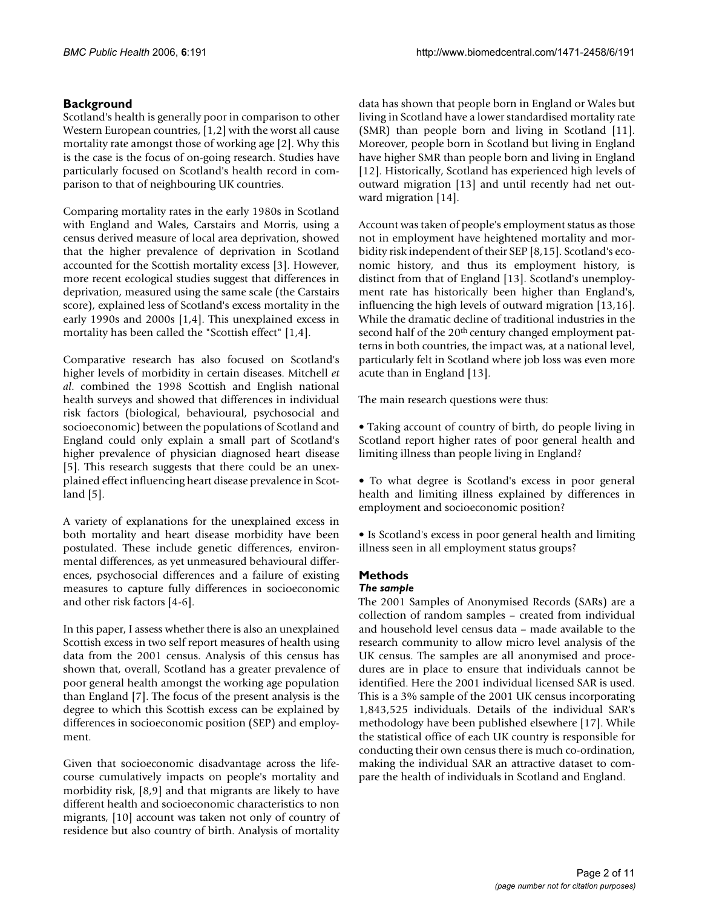## Background

Scotland's health is generally poor in comparison to other Western European countries, [1,2] with the worst all cause mortality rate amongst those of working age [2]. Why this is the case is the focus of on-going research. Studies have particularly focused on Scotland's health record in comparison to that of neighbouring UK countries.

Comparing mortality rates in the early 1980s in Scotland with England and Wales, Carstairs and Morris, using a census derived measure of local area deprivation, showed that the higher prevalence of deprivation in Scotland accounted for the Scottish mortality excess [3]. However, more recent ecological studies suggest that differences in deprivation, measured using the same scale (the Carstairs score), explained less of Scotland's excess mortality in the early 1990s and 2000s [1,4]. This unexplained excess in mortality has been called the "Scottish effect" [1,4].

Comparative research has also focused on Scotland's higher levels of morbidity in certain diseases. Mitchell *et al*. combined the 1998 Scottish and English national health surveys and showed that differences in individual risk factors (biological, behavioural, psychosocial and socioeconomic) between the populations of Scotland and England could only explain a small part of Scotland's higher prevalence of physician diagnosed heart disease [5]. This research suggests that there could be an unexplained effect influencing heart disease prevalence in Scotland [5].

A variety of explanations for the unexplained excess in both mortality and heart disease morbidity have been postulated. These include genetic differences, environmental differences, as yet unmeasured behavioural differences, psychosocial differences and a failure of existing measures to capture fully differences in socioeconomic and other risk factors [4-6].

In this paper, I assess whether there is also an unexplained Scottish excess in two self report measures of health using data from the 2001 census. Analysis of this census has shown that, overall, Scotland has a greater prevalence of poor general health amongst the working age population than England [7]. The focus of the present analysis is the degree to which this Scottish excess can be explained by differences in socioeconomic position (SEP) and employment.

Given that socioeconomic disadvantage across the lifecourse cumulatively impacts on people's mortality and morbidity risk, [8,9] and that migrants are likely to have different health and socioeconomic characteristics to non migrants, [10] account was taken not only of country of residence but also country of birth. Analysis of mortality data has shown that people born in England or Wales but living in Scotland have a lower standardised mortality rate (SMR) than people born and living in Scotland [11]. Moreover, people born in Scotland but living in England have higher SMR than people born and living in England [12]. Historically, Scotland has experienced high levels of outward migration [13] and until recently had net outward migration [14].

Account was taken of people's employment status as those not in employment have heightened mortality and morbidity risk independent of their SEP [8,15]. Scotland's economic history, and thus its employment history, is distinct from that of England [13]. Scotland's unemployment rate has historically been higher than England's, influencing the high levels of outward migration [13,16]. While the dramatic decline of traditional industries in the second half of the 20th century changed employment patterns in both countries, the impact was, at a national level, particularly felt in Scotland where job loss was even more acute than in England [13].

The main research questions were thus:

- Taking account of country of birth, do people living in Scotland report higher rates of poor general health and limiting illness than people living in England?

- To what degree is Scotland's excess in poor general health and limiting illness explained by differences in employment and socioeconomic position?

- Is Scotland's excess in poor general health and limiting illness seen in all employment status groups?

## Methods

### *The sample*

The 2001 Samples of Anonymised Records (SARs) are a collection of random samples – created from individual and household level census data – made available to the research community to allow micro level analysis of the UK census. The samples are all anonymised and procedures are in place to ensure that individuals cannot be identified. Here the 2001 individual licensed SAR is used. This is a 3% sample of the 2001 UK census incorporating 1,843,525 individuals. Details of the individual SAR's methodology have been published elsewhere [17]. While the statistical office of each UK country is responsible for conducting their own census there is much co-ordination, making the individual SAR an attractive dataset to compare the health of individuals in Scotland and England.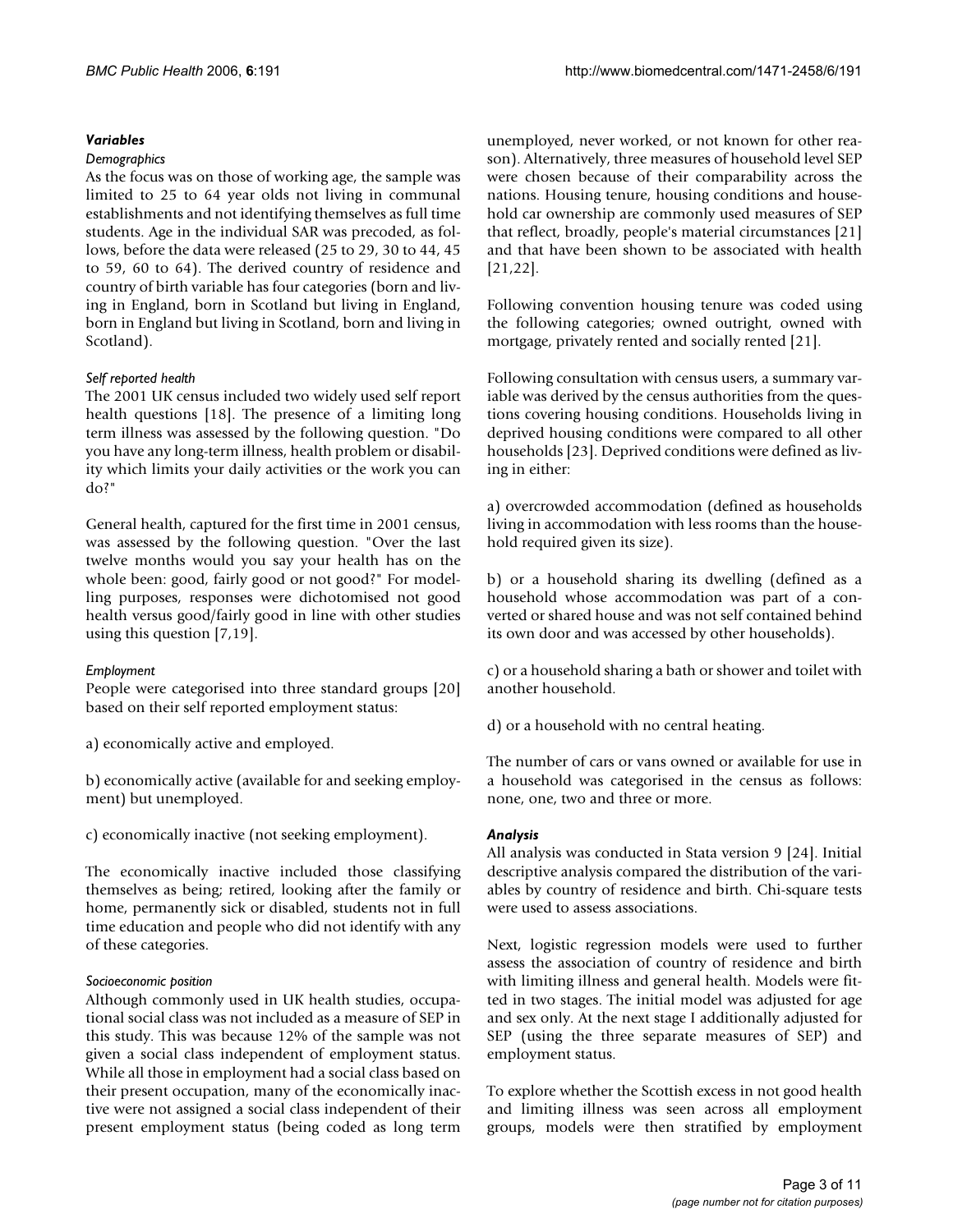### *Variables*

#### *Demographics*

As the focus was on those of working age, the sample was limited to 25 to 64 year olds not living in communal establishments and not identifying themselves as full time students. Age in the individual SAR was precoded, as follows, before the data were released (25 to 29, 30 to 44, 45 to 59, 60 to 64). The derived country of residence and country of birth variable has four categories (born and living in England, born in Scotland but living in England, born in England but living in Scotland, born and living in Scotland).

#### *Self reported health*

The 2001 UK census included two widely used self report health questions [18]. The presence of a limiting long term illness was assessed by the following question. "Do you have any long-term illness, health problem or disability which limits your daily activities or the work you can do?"

General health, captured for the first time in 2001 census, was assessed by the following question. "Over the last twelve months would you say your health has on the whole been: good, fairly good or not good?" For modelling purposes, responses were dichotomised not good health versus good/fairly good in line with other studies using this question [7,19].

#### *Employment*

People were categorised into three standard groups [20] based on their self reported employment status:

a) economically active and employed.

b) economically active (available for and seeking employment) but unemployed.

c) economically inactive (not seeking employment).

The economically inactive included those classifying themselves as being; retired, looking after the family or home, permanently sick or disabled, students not in full time education and people who did not identify with any of these categories.

#### *Socioeconomic position*

Although commonly used in UK health studies, occupational social class was not included as a measure of SEP in this study. This was because 12% of the sample was not given a social class independent of employment status. While all those in employment had a social class based on their present occupation, many of the economically inactive were not assigned a social class independent of their present employment status (being coded as long term unemployed, never worked, or not known for other reason). Alternatively, three measures of household level SEP were chosen because of their comparability across the nations. Housing tenure, housing conditions and household car ownership are commonly used measures of SEP that reflect, broadly, people's material circumstances [21] and that have been shown to be associated with health [21,22].

Following convention housing tenure was coded using the following categories; owned outright, owned with mortgage, privately rented and socially rented [21].

Following consultation with census users, a summary variable was derived by the census authorities from the questions covering housing conditions. Households living in deprived housing conditions were compared to all other households [23]. Deprived conditions were defined as living in either:

a) overcrowded accommodation (defined as households living in accommodation with less rooms than the household required given its size).

b) or a household sharing its dwelling (defined as a household whose accommodation was part of a converted or shared house and was not self contained behind its own door and was accessed by other households).

c) or a household sharing a bath or shower and toilet with another household.

d) or a household with no central heating.

The number of cars or vans owned or available for use in a household was categorised in the census as follows: none, one, two and three or more.

### *Analysis*

All analysis was conducted in Stata version 9 [24]. Initial descriptive analysis compared the distribution of the variables by country of residence and birth. Chi-square tests were used to assess associations.

Next, logistic regression models were used to further assess the association of country of residence and birth with limiting illness and general health. Models were fitted in two stages. The initial model was adjusted for age and sex only. At the next stage I additionally adjusted for SEP (using the three separate measures of SEP) and employment status.

To explore whether the Scottish excess in not good health and limiting illness was seen across all employment groups, models were then stratified by employment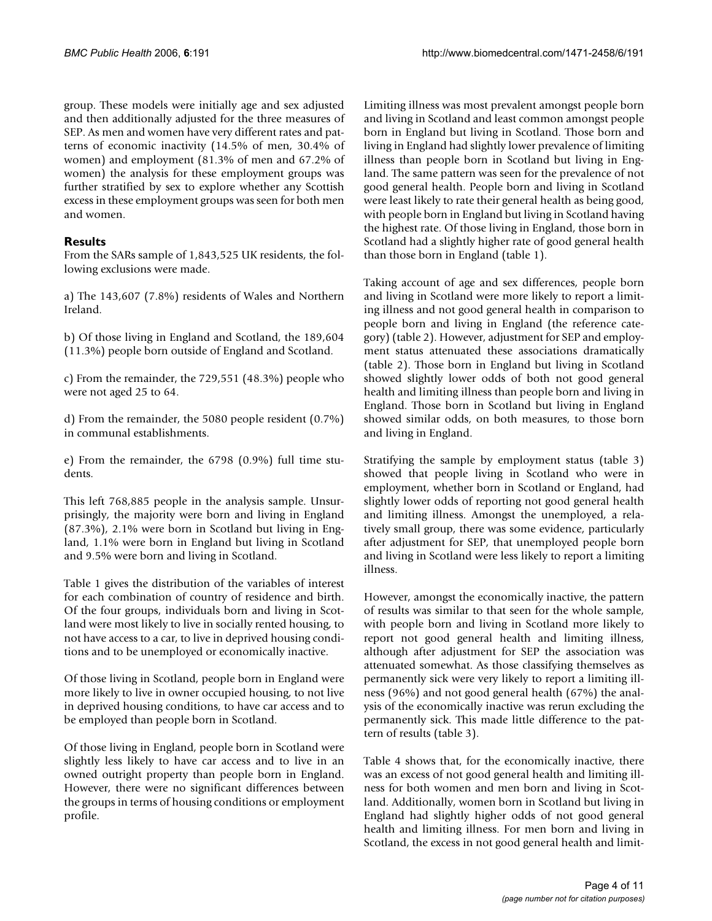group. These models were initially age and sex adjusted and then additionally adjusted for the three measures of SEP. As men and women have very different rates and patterns of economic inactivity (14.5% of men, 30.4% of women) and employment (81.3% of men and 67.2% of women) the analysis for these employment groups was further stratified by sex to explore whether any Scottish excess in these employment groups was seen for both men and women.

## Results

From the SARs sample of 1,843,525 UK residents, the following exclusions were made.

a) The 143,607 (7.8%) residents of Wales and Northern Ireland.

b) Of those living in England and Scotland, the 189,604 (11.3%) people born outside of England and Scotland.

c) From the remainder, the 729,551 (48.3%) people who were not aged 25 to 64.

d) From the remainder, the 5080 people resident (0.7%) in communal establishments.

e) From the remainder, the 6798 (0.9%) full time students.

This left 768,885 people in the analysis sample. Unsurprisingly, the majority were born and living in England (87.3%), 2.1% were born in Scotland but living in England, 1.1% were born in England but living in Scotland and 9.5% were born and living in Scotland.

Table 1 gives the distribution of the variables of interest for each combination of country of residence and birth. Of the four groups, individuals born and living in Scotland were most likely to live in socially rented housing, to not have access to a car, to live in deprived housing conditions and to be unemployed or economically inactive.

Of those living in Scotland, people born in England were more likely to live in owner occupied housing, to not live in deprived housing conditions, to have car access and to be employed than people born in Scotland.

Of those living in England, people born in Scotland were slightly less likely to have car access and to live in an owned outright property than people born in England. However, there were no significant differences between the groups in terms of housing conditions or employment profile.

Limiting illness was most prevalent amongst people born and living in Scotland and least common amongst people born in England but living in Scotland. Those born and living in England had slightly lower prevalence of limiting illness than people born in Scotland but living in England. The same pattern was seen for the prevalence of not good general health. People born and living in Scotland were least likely to rate their general health as being good, with people born in England but living in Scotland having the highest rate. Of those living in England, those born in Scotland had a slightly higher rate of good general health than those born in England (table 1).

Taking account of age and sex differences, people born and living in Scotland were more likely to report a limiting illness and not good general health in comparison to people born and living in England (the reference category) (table 2). However, adjustment for SEP and employment status attenuated these associations dramatically (table 2). Those born in England but living in Scotland showed slightly lower odds of both not good general health and limiting illness than people born and living in England. Those born in Scotland but living in England showed similar odds, on both measures, to those born and living in England.

Stratifying the sample by employment status (table 3) showed that people living in Scotland who were in employment, whether born in Scotland or England, had slightly lower odds of reporting not good general health and limiting illness. Amongst the unemployed, a relatively small group, there was some evidence, particularly after adjustment for SEP, that unemployed people born and living in Scotland were less likely to report a limiting illness.

However, amongst the economically inactive, the pattern of results was similar to that seen for the whole sample, with people born and living in Scotland more likely to report not good general health and limiting illness, although after adjustment for SEP the association was attenuated somewhat. As those classifying themselves as permanently sick were very likely to report a limiting illness (96%) and not good general health (67%) the analysis of the economically inactive was rerun excluding the permanently sick. This made little difference to the pattern of results (table 3).

Table 4 shows that, for the economically inactive, there was an excess of not good general health and limiting illness for both women and men born and living in Scotland. Additionally, women born in Scotland but living in England had slightly higher odds of not good general health and limiting illness. For men born and living in Scotland, the excess in not good general health and limit-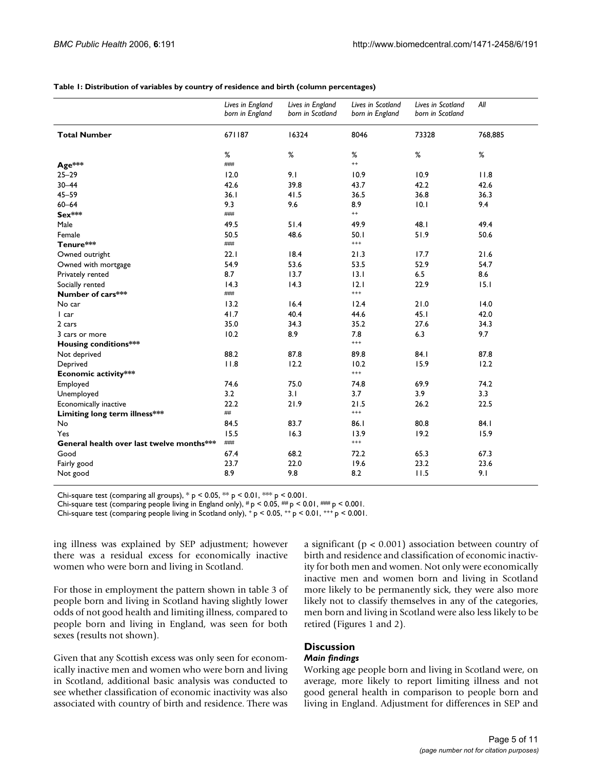**Table 1: Distribution of variables by country of residence and birth (column percentages)**

| | *Lives in England born in England* | *Lives in England born in Scotland* | *Lives in Scotland born in England* | *Lives in Scotland born in Scotland* | *All* |
|---|---|---|---|---|---|
| **Total Number** | 671187 | 16324 | 8046 | 73328 | 768,885 |
| | % | % | % | % | % |
| **Age*****| ### | | ++ | | |
| 25–29 | 12.0 | 9.1 | 10.9 | 10.9 | 11.8 |
| 30–44 | 42.6 | 39.8 | 43.7 | 42.2 | 42.6 |
| 45–59 | 36.1 | 41.5 | 36.5 | 36.8 | 36.3 |
| 60–64 | 9.3 | 9.6 | 8.9 | 10.1 | 9.4 |
| **Sex***** | ### | | ++ | | |
| Male | 49.5 | 51.4 | 49.9 | 48.1 | 49.4 |
| Female | 50.5 | 48.6 | 50.1 | 51.9 | 50.6 |
| **Tenure***** | ### | | +++ | | |
| Owned outright | 22.1 | 18.4 | 21.3 | 17.7 | 21.6 |
| Owned with mortgage | 54.9 | 53.6 | 53.5 | 52.9 | 54.7 |
| Privately rented | 8.7 | 13.7 | 13.1 | 6.5 | 8.6 |
| Socially rented | 14.3 | 14.3 | 12.1 | 22.9 | 15.1 |
| **Number of cars***** | ### | | +++ | | |
| No car | 13.2 | 16.4 | 12.4 | 21.0 | 14.0 |
| 1 car | 41.7 | 40.4 | 44.6 | 45.1 | 42.0 |
| 2 cars | 35.0 | 34.3 | 35.2 | 27.6 | 34.3 |
| 3 cars or more | 10.2 | 8.9 | 7.8 | 6.3 | 9.7 |
| **Housing conditions***** | | | +++ | | |
| Not deprived | 88.2 | 87.8 | 89.8 | 84.1 | 87.8 |
| Deprived | 11.8 | 12.2 | 10.2 | 15.9 | 12.2 |
| **Economic activity***** | | | +++ | | |
| Employed | 74.6 | 75.0 | 74.8 | 69.9 | 74.2 |
| Unemployed | 3.2 | 3.1 | 3.7 | 3.9 | 3.3 |
| Economically inactive | 22.2 | 21.9 | 21.5 | 26.2 | 22.5 |
| **Limiting long term illness***** | ## | | +++ | | |
| No | 84.5 | 83.7 | 86.1 | 80.8 | 84.1 |
| Yes | 15.5 | 16.3 | 13.9 | 19.2 | 15.9 |
| **General health over last twelve months***** | ### | | +++ | | |
| Good | 67.4 | 68.2 | 72.2 | 65.3 | 67.3 |
| Fairly good | 23.7 | 22.0 | 19.6 | 23.2 | 23.6 |
| Not good | 8.9 | 9.8 | 8.2 | 11.5 | 9.1 |

Chi-square test (comparing all groups), * $p < 0.05$, ** $p < 0.01$, *** $p < 0.001$.
Chi-square test (comparing people living in England only), # $p < 0.05$, ## $p < 0.01$, ### $p < 0.001$.
Chi-square test (comparing people living in Scotland only), + $p < 0.05$, ++ $p < 0.01$, +++ $p < 0.001$.

ing illness was explained by SEP adjustment; however there was a residual excess for economically inactive women who were born and living in Scotland.

For those in employment the pattern shown in table 3 of people born and living in Scotland having slightly lower odds of not good health and limiting illness, compared to people born and living in England, was seen for both sexes (results not shown).

Given that any Scottish excess was only seen for economically inactive men and women who were born and living in Scotland, additional basic analysis was conducted to see whether classification of economic inactivity was also associated with country of birth and residence. There was a significant ($p < 0.001$) association between country of birth and residence and classification of economic inactivity for both men and women. Not only were economically inactive men and women born and living in Scotland more likely to be permanently sick, they were also more likely not to classify themselves in any of the categories, men born and living in Scotland were also less likely to be retired (Figures 1 and 2).

## Discussion

### *Main findings*

Working age people born and living in Scotland were, on average, more likely to report limiting illness and not good general health in comparison to people born and living in England. Adjustment for differences in SEP and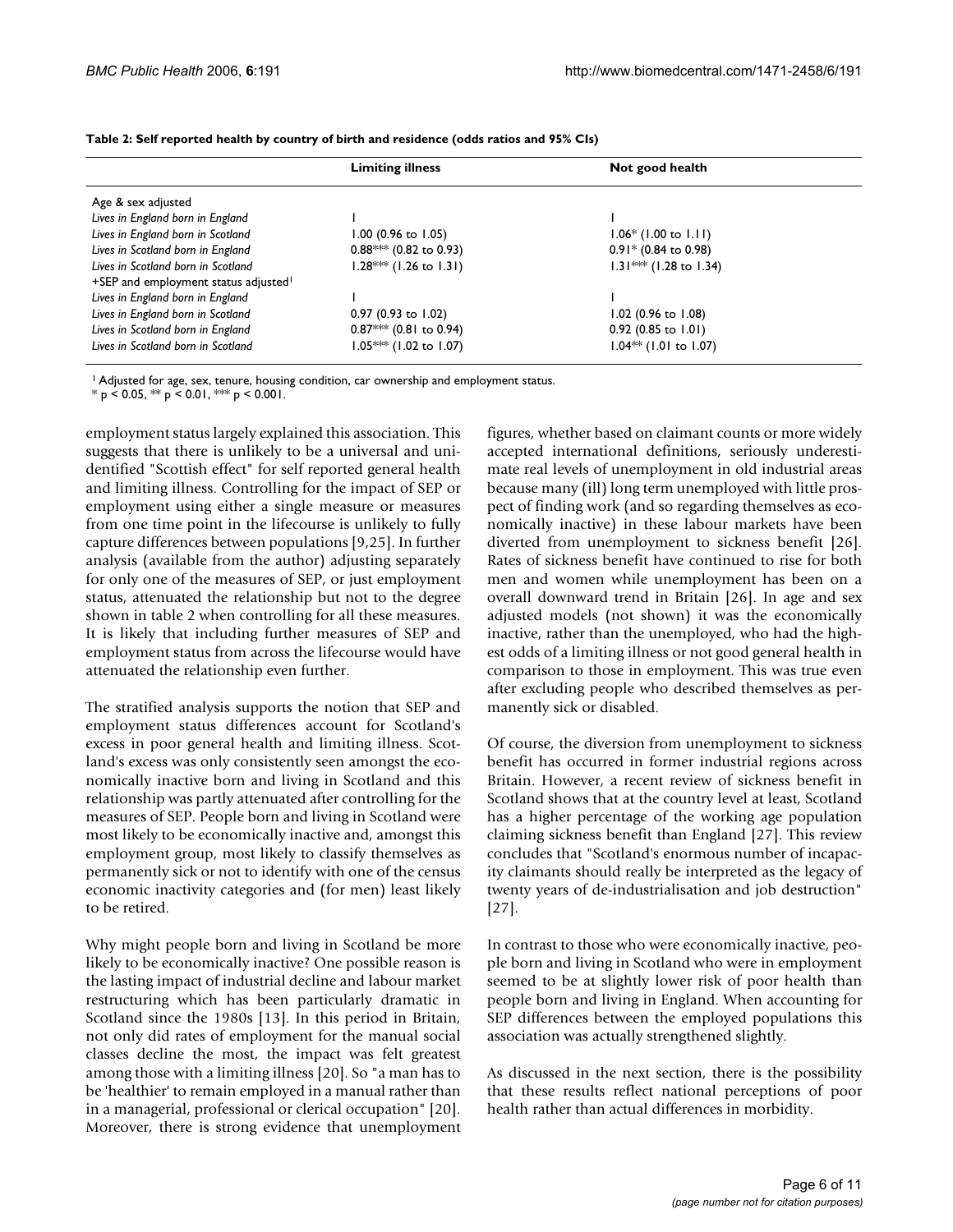**Table 2: Self reported health by country of birth and residence (odds ratios and 95% CIs)**

| | Limiting illness | Not good health |
|---|---|---|
| Age & sex adjusted | | |
| *Lives in England born in England* | 1 | 1 |
| *Lives in England born in Scotland* | 1.00 (0.96 to 1.05) | 1.06* (1.00 to 1.11) |
| *Lives in Scotland born in England* | 0.88*** (0.82 to 0.93) | 0.91* (0.84 to 0.98) |
| *Lives in Scotland born in Scotland* | 1.28*** (1.26 to 1.31) | 1.31*** (1.28 to 1.34) |
| +SEP and employment status adjusted[1] | | |
| *Lives in England born in England* | 1 | 1 |
| *Lives in England born in Scotland* | 0.97 (0.93 to 1.02) | 1.02 (0.96 to 1.08) |
| *Lives in Scotland born in England* | 0.87*** (0.81 to 0.94) | 0.92 (0.85 to 1.01) |
| *Lives in Scotland born in Scotland* | 1.05*** (1.02 to 1.07) | 1.04** (1.01 to 1.07) |

[1] Adjusted for age, sex, tenure, housing condition, car ownership and employment status.
* $p < 0.05$, ** $p < 0.01$, *** $p < 0.001$.

employment status largely explained this association. This suggests that there is unlikely to be a universal and unidentified "Scottish effect" for self reported general health and limiting illness. Controlling for the impact of SEP or employment using either a single measure or measures from one time point in the lifecourse is unlikely to fully capture differences between populations [9,25]. In further analysis (available from the author) adjusting separately for only one of the measures of SEP, or just employment status, attenuated the relationship but not to the degree shown in table 2 when controlling for all these measures. It is likely that including further measures of SEP and employment status from across the lifecourse would have attenuated the relationship even further.

The stratified analysis supports the notion that SEP and employment status differences account for Scotland's excess in poor general health and limiting illness. Scotland's excess was only consistently seen amongst the economically inactive born and living in Scotland and this relationship was partly attenuated after controlling for the measures of SEP. People born and living in Scotland were most likely to be economically inactive and, amongst this employment group, most likely to classify themselves as permanently sick or not to identify with one of the census economic inactivity categories and (for men) least likely to be retired.

Why might people born and living in Scotland be more likely to be economically inactive? One possible reason is the lasting impact of industrial decline and labour market restructuring which has been particularly dramatic in Scotland since the 1980s [13]. In this period in Britain, not only did rates of employment for the manual social classes decline the most, the impact was felt greatest among those with a limiting illness [20]. So "a man has to be 'healthier' to remain employed in a manual rather than in a managerial, professional or clerical occupation" [20]. Moreover, there is strong evidence that unemployment figures, whether based on claimant counts or more widely accepted international definitions, seriously underestimate real levels of unemployment in old industrial areas because many (ill) long term unemployed with little prospect of finding work (and so regarding themselves as economically inactive) in these labour markets have been diverted from unemployment to sickness benefit [26]. Rates of sickness benefit have continued to rise for both men and women while unemployment has been on a overall downward trend in Britain [26]. In age and sex adjusted models (not shown) it was the economically inactive, rather than the unemployed, who had the highest odds of a limiting illness or not good general health in comparison to those in employment. This was true even after excluding people who described themselves as permanently sick or disabled.

Of course, the diversion from unemployment to sickness benefit has occurred in former industrial regions across Britain. However, a recent review of sickness benefit in Scotland shows that at the country level at least, Scotland has a higher percentage of the working age population claiming sickness benefit than England [27]. This review concludes that "Scotland's enormous number of incapacity claimants should really be interpreted as the legacy of twenty years of de-industrialisation and job destruction" [27].

In contrast to those who were economically inactive, people born and living in Scotland who were in employment seemed to be at slightly lower risk of poor health than people born and living in England. When accounting for SEP differences between the employed populations this association was actually strengthened slightly.

As discussed in the next section, there is the possibility that these results reflect national perceptions of poor health rather than actual differences in morbidity.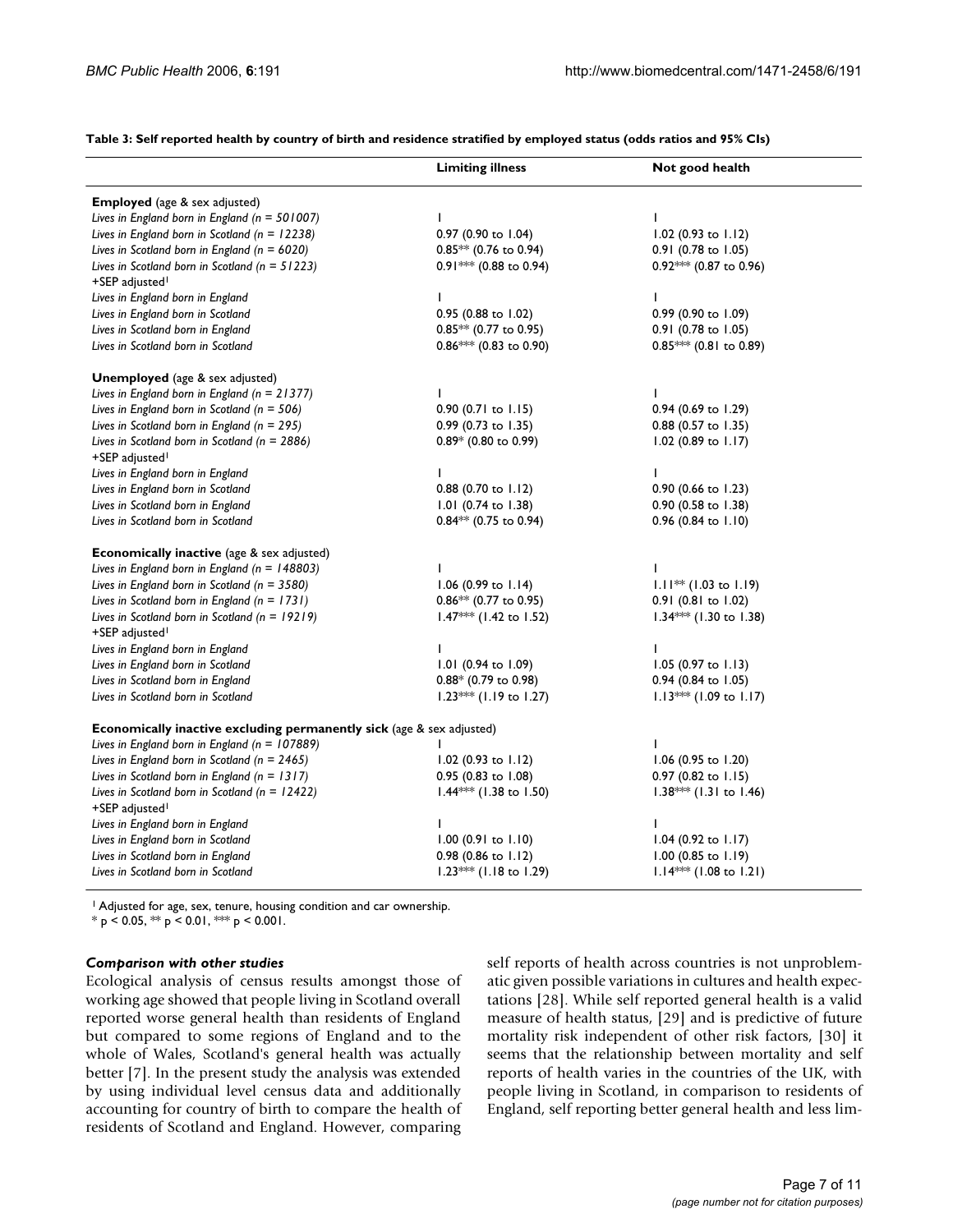**Table 3: Self reported health by country of birth and residence stratified by employed status (odds ratios and 95% CIs)**

| | Limiting illness | Not good health |
|---|---|---|
| **Employed** (age & sex adjusted) | | |
| *Lives in England born in England (n = 501007)* | 1 | 1 |
| *Lives in England born in Scotland (n = 12238)* | 0.97 (0.90 to 1.04) | 1.02 (0.93 to 1.12) |
| *Lives in Scotland born in England (n = 6020)* | 0.85** (0.76 to 0.94) | 0.91 (0.78 to 1.05) |
| *Lives in Scotland born in Scotland (n = 51223)* | 0.91*** (0.88 to 0.94) | 0.92*** (0.87 to 0.96) |
| +SEP adjusted[1] | | |
| *Lives in England born in England* | 1 | 1 |
| *Lives in England born in Scotland* | 0.95 (0.88 to 1.02) | 0.99 (0.90 to 1.09) |
| *Lives in Scotland born in England* | 0.85** (0.77 to 0.95) | 0.91 (0.78 to 1.05) |
| *Lives in Scotland born in Scotland* | 0.86*** (0.83 to 0.90) | 0.85*** (0.81 to 0.89) |
| **Unemployed** (age & sex adjusted) | | |
| *Lives in England born in England (n = 21377)* | 1 | 1 |
| *Lives in England born in Scotland (n = 506)* | 0.90 (0.71 to 1.15) | 0.94 (0.69 to 1.29) |
| *Lives in Scotland born in England (n = 295)* | 0.99 (0.73 to 1.35) | 0.88 (0.57 to 1.35) |
| *Lives in Scotland born in Scotland (n = 2886)* | 0.89* (0.80 to 0.99) | 1.02 (0.89 to 1.17) |
| +SEP adjusted[1] | | |
| *Lives in England born in England* | 1 | 1 |
| *Lives in England born in Scotland* | 0.88 (0.70 to 1.12) | 0.90 (0.66 to 1.23) |
| *Lives in Scotland born in England* | 1.01 (0.74 to 1.38) | 0.90 (0.58 to 1.38) |
| *Lives in Scotland born in Scotland* | 0.84** (0.75 to 0.94) | 0.96 (0.84 to 1.10) |
| **Economically inactive** (age & sex adjusted) | | |
| *Lives in England born in England (n = 148803)* | 1 | 1 |
| *Lives in England born in Scotland (n = 3580)* | 1.06 (0.99 to 1.14) | 1.11** (1.03 to 1.19) |
| *Lives in Scotland born in England (n = 1731)* | 0.86** (0.77 to 0.95) | 0.91 (0.81 to 1.02) |
| *Lives in Scotland born in Scotland (n = 19219)* | 1.47*** (1.42 to 1.52) | 1.34*** (1.30 to 1.38) |
| +SEP adjusted[1] | | |
| *Lives in England born in England* | 1 | 1 |
| *Lives in England born in Scotland* | 1.01 (0.94 to 1.09) | 1.05 (0.97 to 1.13) |
| *Lives in Scotland born in England* | 0.88* (0.79 to 0.98) | 0.94 (0.84 to 1.05) |
| *Lives in Scotland born in Scotland* | 1.23*** (1.19 to 1.27) | 1.13*** (1.09 to 1.17) |
| **Economically inactive excluding permanently sick** (age & sex adjusted) | | |
| *Lives in England born in England (n = 107889)* | 1 | 1 |
| *Lives in England born in Scotland (n = 2465)* | 1.02 (0.93 to 1.12) | 1.06 (0.95 to 1.20) |
| *Lives in Scotland born in England (n = 1317)* | 0.95 (0.83 to 1.08) | 0.97 (0.82 to 1.15) |
| *Lives in Scotland born in Scotland (n = 12422)* | 1.44*** (1.38 to 1.50) | 1.38*** (1.31 to 1.46) |
| +SEP adjusted[1] | | |
| *Lives in England born in England* | 1 | 1 |
| *Lives in England born in Scotland* | 1.00 (0.91 to 1.10) | 1.04 (0.92 to 1.17) |
| *Lives in Scotland born in England* | 0.98 (0.86 to 1.12) | 1.00 (0.85 to 1.19) |
| *Lives in Scotland born in Scotland* | 1.23*** (1.18 to 1.29) | 1.14*** (1.08 to 1.21) |

[1] Adjusted for age, sex, tenure, housing condition and car ownership.
* $p < 0.05$, ** $p < 0.01$, *** $p < 0.001$.

### *Comparison with other studies*

Ecological analysis of census results amongst those of working age showed that people living in Scotland overall reported worse general health than residents of England but compared to some regions of England and to the whole of Wales, Scotland's general health was actually better [7]. In the present study the analysis was extended by using individual level census data and additionally accounting for country of birth to compare the health of residents of Scotland and England. However, comparing self reports of health across countries is not unproblematic given possible variations in cultures and health expectations [28]. While self reported general health is a valid measure of health status, [29] and is predictive of future mortality risk independent of other risk factors, [30] it seems that the relationship between mortality and self reports of health varies in the countries of the UK, with people living in Scotland, in comparison to residents of England, self reporting better general health and less lim-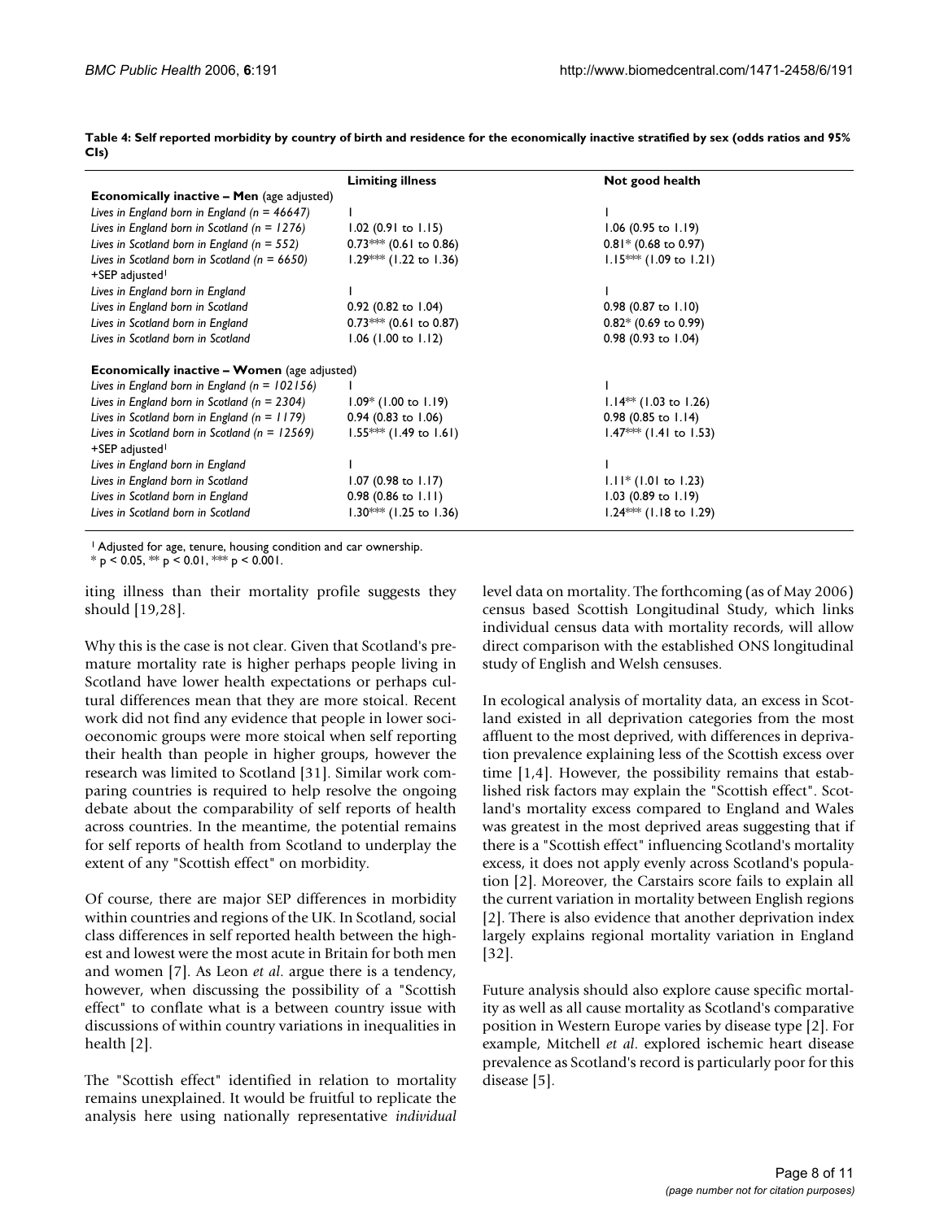**Table 4: Self reported morbidity by country of birth and residence for the economically inactive stratified by sex (odds ratios and 95% CIs)**

| | Limiting illness | Not good health |
|---|---|---|
| **Economically inactive – Men** (age adjusted) | | |
| *Lives in England born in England (n = 46647)* | 1 | 1 |
| *Lives in England born in Scotland (n = 1276)* | 1.02 (0.91 to 1.15) | 1.06 (0.95 to 1.19) |
| *Lives in Scotland born in England (n = 552)* | 0.73*** (0.61 to 0.86) | 0.81* (0.68 to 0.97) |
| *Lives in Scotland born in Scotland (n = 6650)* | 1.29*** (1.22 to 1.36) | 1.15*** (1.09 to 1.21) |
| +SEP adjusted[1] | | |
| *Lives in England born in England* | 1 | 1 |
| *Lives in England born in Scotland* | 0.92 (0.82 to 1.04) | 0.98 (0.87 to 1.10) |
| *Lives in Scotland born in England* | 0.73*** (0.61 to 0.87) | 0.82* (0.69 to 0.99) |
| *Lives in Scotland born in Scotland* | 1.06 (1.00 to 1.12) | 0.98 (0.93 to 1.04) |
| **Economically inactive – Women** (age adjusted) | | |
| *Lives in England born in England (n = 102156)* | 1 | 1 |
| *Lives in England born in Scotland (n = 2304)* | 1.09* (1.00 to 1.19) | 1.14** (1.03 to 1.26) |
| *Lives in Scotland born in England (n = 1179)* | 0.94 (0.83 to 1.06) | 0.98 (0.85 to 1.14) |
| *Lives in Scotland born in Scotland (n = 12569)* | 1.55*** (1.49 to 1.61) | 1.47*** (1.41 to 1.53) |
| +SEP adjusted[1] | | |
| *Lives in England born in England* | 1 | 1 |
| *Lives in England born in Scotland* | 1.07 (0.98 to 1.17) | 1.11* (1.01 to 1.23) |
| *Lives in Scotland born in England* | 0.98 (0.86 to 1.11) | 1.03 (0.89 to 1.19) |
| *Lives in Scotland born in Scotland* | 1.30*** (1.25 to 1.36) | 1.24*** (1.18 to 1.29) |

[1] Adjusted for age, tenure, housing condition and car ownership.
* $p < 0.05$, ** $p < 0.01$, *** $p < 0.001$.

iting illness than their mortality profile suggests they should [19,28].

Why this is the case is not clear. Given that Scotland's premature mortality rate is higher perhaps people living in Scotland have lower health expectations or perhaps cultural differences mean that they are more stoical. Recent work did not find any evidence that people in lower socioeconomic groups were more stoical when self reporting their health than people in higher groups, however the research was limited to Scotland [31]. Similar work comparing countries is required to help resolve the ongoing debate about the comparability of self reports of health across countries. In the meantime, the potential remains for self reports of health from Scotland to underplay the extent of any "Scottish effect" on morbidity.

Of course, there are major SEP differences in morbidity within countries and regions of the UK. In Scotland, social class differences in self reported health between the highest and lowest were the most acute in Britain for both men and women [7]. As Leon *et al.* argue there is a tendency, however, when discussing the possibility of a "Scottish effect" to conflate what is a between country issue with discussions of within country variations in inequalities in health [2].

The "Scottish effect" identified in relation to mortality remains unexplained. It would be fruitful to replicate the analysis here using nationally representative *individual* level data on mortality. The forthcoming (as of May 2006) census based Scottish Longitudinal Study, which links individual census data with mortality records, will allow direct comparison with the established ONS longitudinal study of English and Welsh censuses.

In ecological analysis of mortality data, an excess in Scotland existed in all deprivation categories from the most affluent to the most deprived, with differences in deprivation prevalence explaining less of the Scottish excess over time [1,4]. However, the possibility remains that established risk factors may explain the "Scottish effect". Scotland's mortality excess compared to England and Wales was greatest in the most deprived areas suggesting that if there is a "Scottish effect" influencing Scotland's mortality excess, it does not apply evenly across Scotland's population [2]. Moreover, the Carstairs score fails to explain all the current variation in mortality between English regions [2]. There is also evidence that another deprivation index largely explains regional mortality variation in England [32].

Future analysis should also explore cause specific mortality as well as all cause mortality as Scotland's comparative position in Western Europe varies by disease type [2]. For example, Mitchell *et al.* explored ischemic heart disease prevalence as Scotland's record is particularly poor for this disease [5].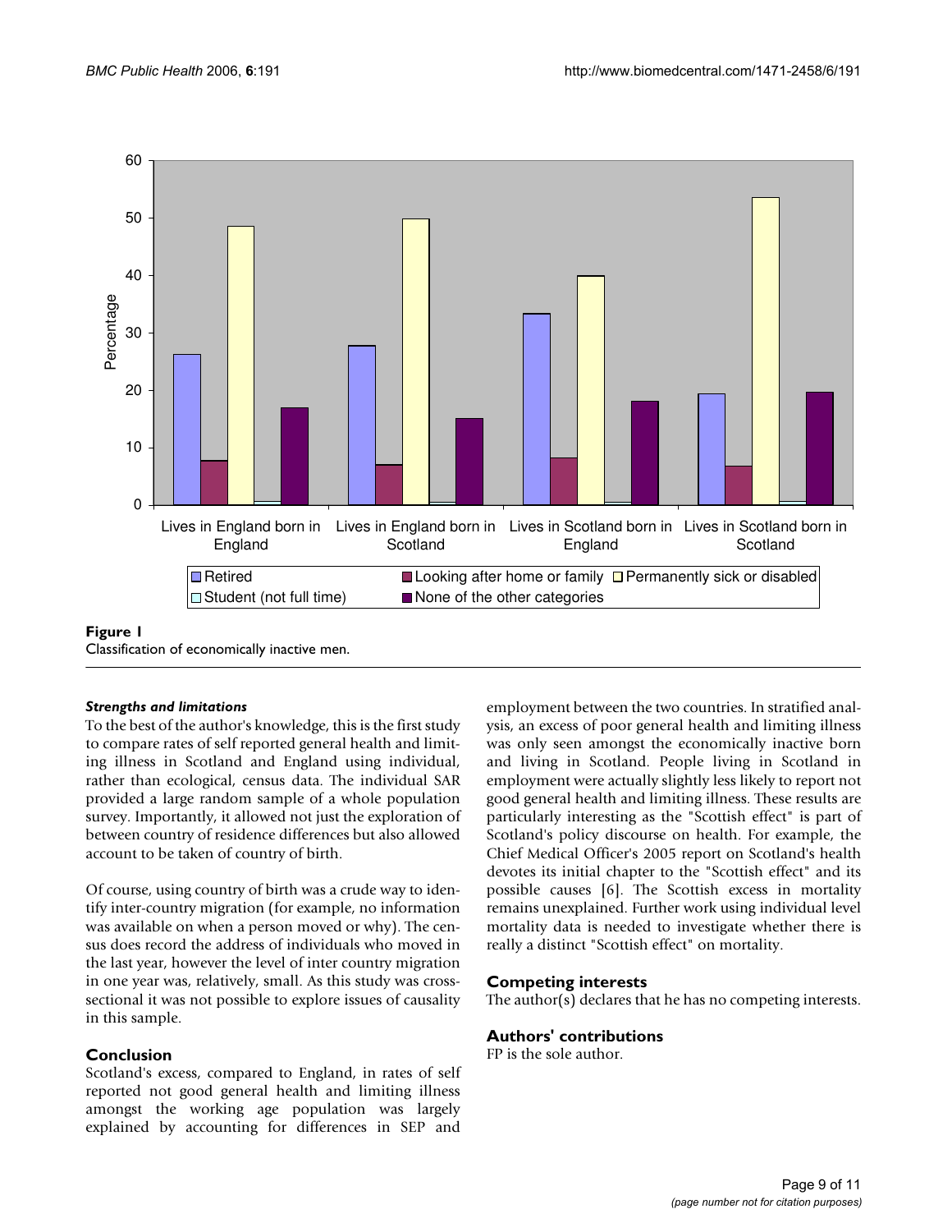**Figure 1**
Classification of economically inactive men.

### *Strengths and limitations*

To the best of the author's knowledge, this is the first study to compare rates of self reported general health and limiting illness in Scotland and England using individual, rather than ecological, census data. The individual SAR provided a large random sample of a whole population survey. Importantly, it allowed not just the exploration of between country of residence differences but also allowed account to be taken of country of birth.

Of course, using country of birth was a crude way to identify inter-country migration (for example, no information was available on when a person moved or why). The census does record the address of individuals who moved in the last year, however the level of inter country migration in one year was, relatively, small. As this study was cross-sectional it was not possible to explore issues of causality in this sample.

## Conclusion

Scotland's excess, compared to England, in rates of self reported not good general health and limiting illness amongst the working age population was largely explained by accounting for differences in SEP and employment between the two countries. In stratified analysis, an excess of poor general health and limiting illness was only seen amongst the economically inactive born and living in Scotland. People living in Scotland in employment were actually slightly less likely to report not good general health and limiting illness. These results are particularly interesting as the "Scottish effect" is part of Scotland's policy discourse on health. For example, the Chief Medical Officer's 2005 report on Scotland's health devotes its initial chapter to the "Scottish effect" and its possible causes [6]. The Scottish excess in mortality remains unexplained. Further work using individual level mortality data is needed to investigate whether there is really a distinct "Scottish effect" on mortality.

## Competing interests

The author(s) declares that he has no competing interests.

## Authors' contributions

FP is the sole author.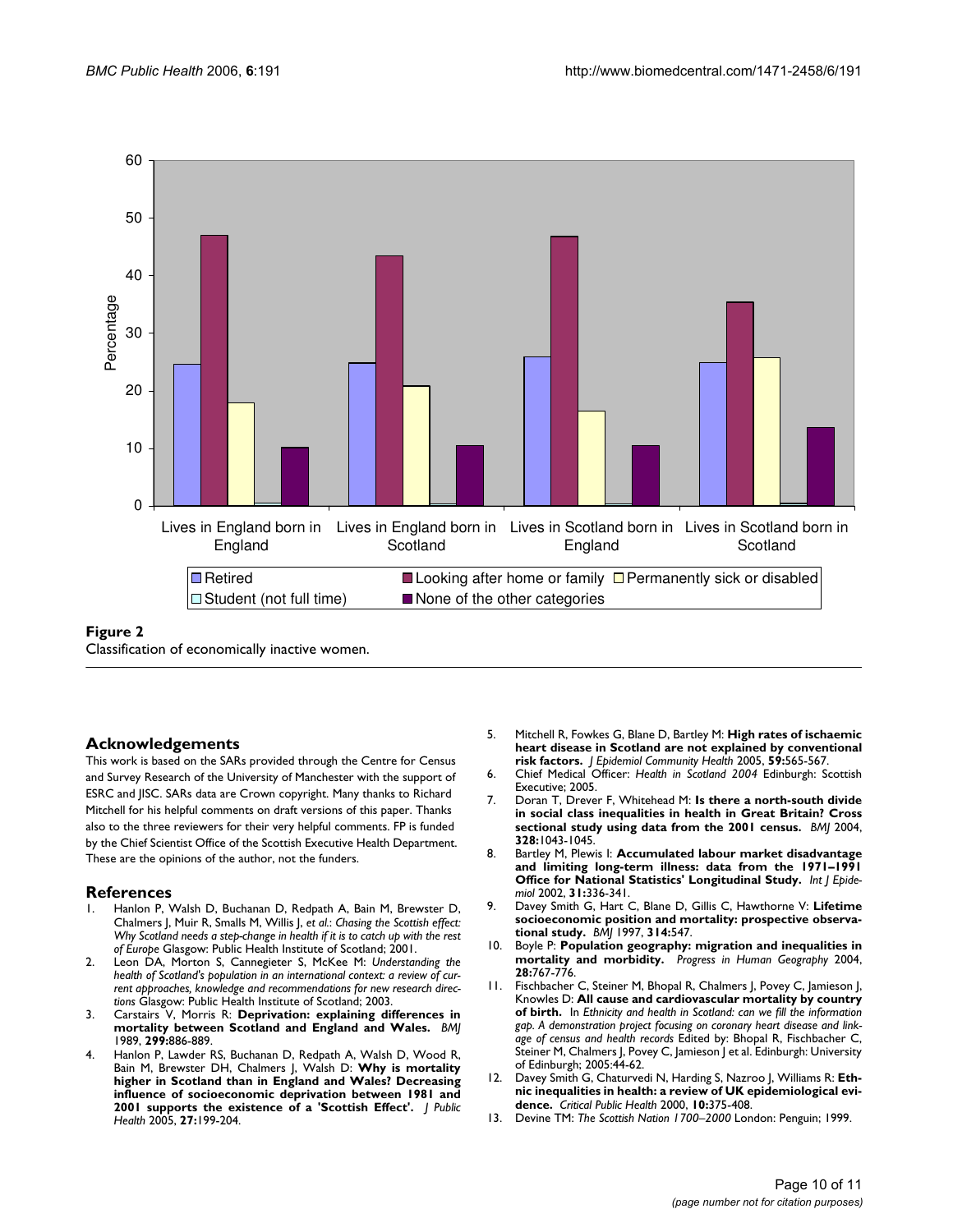Figure 2
Classification of economically inactive women.

## Acknowledgements

This work is based on the SARs provided through the Centre for Census and Survey Research of the University of Manchester with the support of ESRC and JISC. SARs data are Crown copyright. Many thanks to Richard Mitchell for his helpful comments on draft versions of this paper. Thanks also to the three reviewers for their very helpful comments. FP is funded by the Chief Scientist Office of the Scottish Executive Health Department. These are the opinions of the author, not the funders.

## References

1. Hanlon P, Walsh D, Buchanan D, Redpath A, Bain M, Brewster D, Chalmers J, Muir R, Smalls M, Willis J, *et al.*: *Chasing the Scottish effect: Why Scotland needs a step-change in health if it is to catch up with the rest of Europe* Glasgow: Public Health Institute of Scotland; 2001.
2. Leon DA, Morton S, Cannegieter S, McKee M: *Understanding the health of Scotland's population in an international context: a review of current approaches, knowledge and recommendations for new research directions* Glasgow: Public Health Institute of Scotland; 2003.
3. Carstairs V, Morris R: **Deprivation: explaining differences in mortality between Scotland and England and Wales.** *BMJ* 1989, **299:**886-889.
4. Hanlon P, Lawder RS, Buchanan D, Redpath A, Walsh D, Wood R, Bain M, Brewster DH, Chalmers J, Walsh D: **Why is mortality higher in Scotland than in England and Wales? Decreasing influence of socioeconomic deprivation between 1981 and 2001 supports the existence of a 'Scottish Effect'.** *J Public Health* 2005, **27:**199-204.
5. Mitchell R, Fowkes G, Blane D, Bartley M: **High rates of ischaemic heart disease in Scotland are not explained by conventional risk factors.** *J Epidemiol Community Health* 2005, **59:**565-567.
6. Chief Medical Officer: *Health in Scotland 2004* Edinburgh: Scottish Executive; 2005.
7. Doran T, Drever F, Whitehead M: **Is there a north-south divide in social class inequalities in health in Great Britain? Cross sectional study using data from the 2001 census.** *BMJ* 2004, **328:**1043-1045.
8. Bartley M, Plewis I: **Accumulated labour market disadvantage and limiting long-term illness: data from the 1971–1991 Office for National Statistics' Longitudinal Study.** *Int J Epidemiol* 2002, **31:**336-341.
9. Davey Smith G, Hart C, Blane D, Gillis C, Hawthorne V: **Lifetime socioeconomic position and mortality: prospective observational study.** *BMJ* 1997, **314:**547.
10. Boyle P: **Population geography: migration and inequalities in mortality and morbidity.** *Progress in Human Geography* 2004, **28:**767-776.
11. Fischbacher C, Steiner M, Bhopal R, Chalmers J, Povey C, Jamieson J, Knowles D: **All cause and cardiovascular mortality by country of birth.** In *Ethnicity and health in Scotland: can we fill the information gap. A demonstration project focusing on coronary heart disease and linkage of census and health records* Edited by: Bhopal R, Fischbacher C, Steiner M, Chalmers J, Povey C, Jamieson J et al. Edinburgh: University of Edinburgh; 2005:44-62.
12. Davey Smith G, Chaturvedi N, Harding S, Nazroo J, Williams R: **Ethnic inequalities in health: a review of UK epidemiological evidence.** *Critical Public Health* 2000, **10:**375-408.
13. Devine TM: *The Scottish Nation 1700–2000* London: Penguin; 1999.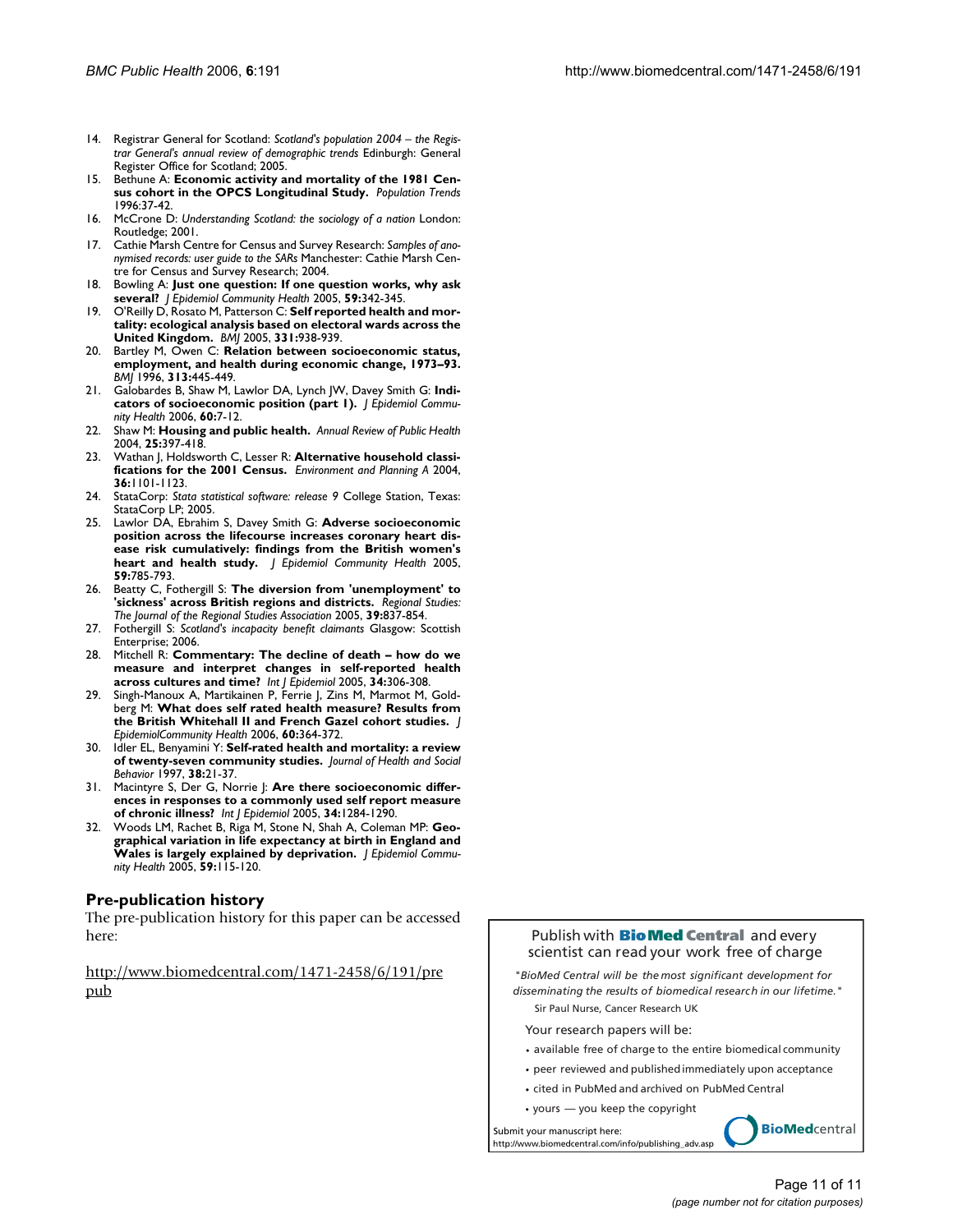14. Registrar General for Scotland: *Scotland's population 2004 – the Registrar General's annual review of demographic trends* Edinburgh: General Register Office for Scotland; 2005.
15. Bethune A: **Economic activity and mortality of the 1981 Census cohort in the OPCS Longitudinal Study.** *Population Trends* 1996:37-42.
16. McCrone D: *Understanding Scotland: the sociology of a nation* London: Routledge; 2001.
17. Cathie Marsh Centre for Census and Survey Research: *Samples of anonymised records: user guide to the SARs* Manchester: Cathie Marsh Centre for Census and Survey Research; 2004.
18. Bowling A: **Just one question: If one question works, why ask several?** *J Epidemiol Community Health* 2005, **59:**342-345.
19. O'Reilly D, Rosato M, Patterson C: **Self reported health and mortality: ecological analysis based on electoral wards across the United Kingdom.** *BMJ* 2005, **331:**938-939.
20. Bartley M, Owen C: **Relation between socioeconomic status, employment, and health during economic change, 1973–93.** *BMJ* 1996, **313:**445-449.
21. Galobardes B, Shaw M, Lawlor DA, Lynch JW, Davey Smith G: **Indicators of socioeconomic position (part 1).** *J Epidemiol Community Health* 2006, **60:**7-12.
22. Shaw M: **Housing and public health.** *Annual Review of Public Health* 2004, **25:**397-418.
23. Wathan J, Holdsworth C, Lesser R: **Alternative household classifications for the 2001 Census.** *Environment and Planning A* 2004, **36:**1101-1123.
24. StataCorp: *Stata statistical software: release 9* College Station, Texas: StataCorp LP; 2005.
25. Lawlor DA, Ebrahim S, Davey Smith G: **Adverse socioeconomic position across the lifecourse increases coronary heart disease risk cumulatively: findings from the British women's heart and health study.** *J Epidemiol Community Health* 2005, **59:**785-793.
26. Beatty C, Fothergill S: **The diversion from 'unemployment' to 'sickness' across British regions and districts.** *Regional Studies: The Journal of the Regional Studies Association* 2005, **39:**837-854.
27. Fothergill S: *Scotland's incapacity benefit claimants* Glasgow: Scottish Enterprise; 2006.
28. Mitchell R: **Commentary: The decline of death – how do we measure and interpret changes in self-reported health across cultures and time?** *Int J Epidemiol* 2005, **34:**306-308.
29. Singh-Manoux A, Martikainen P, Ferrie J, Zins M, Marmot M, Goldberg M: **What does self rated health measure? Results from the British Whitehall II and French Gazel cohort studies.** *J EpidemiolCommunity Health* 2006, **60:**364-372.
30. Idler EL, Benyamini Y: **Self-rated health and mortality: a review of twenty-seven community studies.** *Journal of Health and Social Behavior* 1997, **38:**21-37.
31. Macintyre S, Der G, Norrie J: **Are there socioeconomic differences in responses to a commonly used self report measure of chronic illness?** *Int J Epidemiol* 2005, **34:**1284-1290.
32. Woods LM, Rachet B, Riga M, Stone N, Shah A, Coleman MP: **Geographical variation in life expectancy at birth in England and Wales is largely explained by deprivation.** *J Epidemiol Community Health* 2005, **59:**115-120.

## Pre-publication history

The pre-publication history for this paper can be accessed here:

http://www.biomedcentral.com/1471-2458/6/191/prepub

Publish with **BioMed Central** and every scientist can read your work free of charge

*"BioMed Central will be the most significant development for disseminating the results of biomedical research in our lifetime."*

Sir Paul Nurse, Cancer Research UK

Your research papers will be:

- available free of charge to the entire biomedical community
- peer reviewed and published immediately upon acceptance
- cited in PubMed and archived on PubMed Central
- yours — you keep the copyright

Submit your manuscript here:
http://www.biomedcentral.com/info/publishing_adv.asp

**BioMed**central